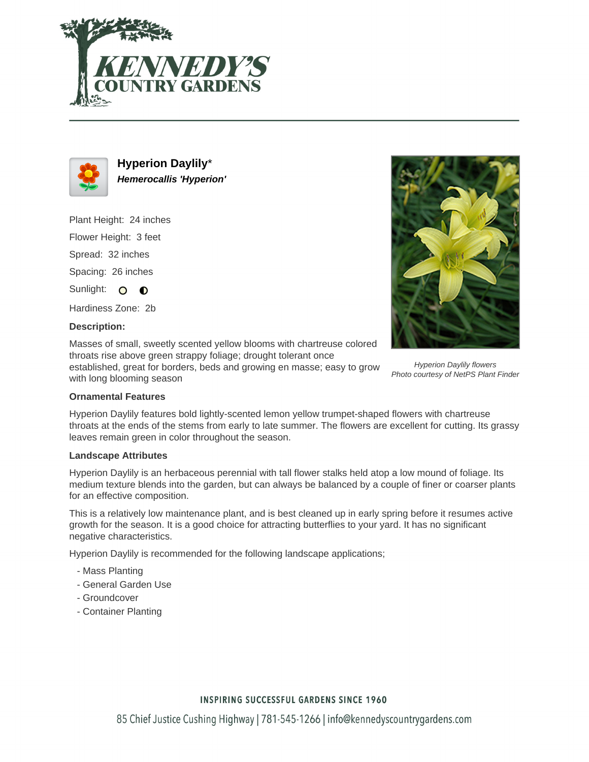# Hyperion Daylily*

***Hemerocallis 'Hyperion'***

Plant Height: 24 inches

Flower Height: 3 feet

Spread: 32 inches

Spacing: 26 inches

Sunlight:

Hardiness Zone: 2b

**Description:**

Masses of small, sweetly scented yellow blooms with chartreuse colored throats rise above green strappy foliage; drought tolerant once established, great for borders, beds and growing en masse; easy to grow with long blooming season

*Hyperion Daylily flowers*
*Photo courtesy of NetPS Plant Finder*

**Ornamental Features**

Hyperion Daylily features bold lightly-scented lemon yellow trumpet-shaped flowers with chartreuse throats at the ends of the stems from early to late summer. The flowers are excellent for cutting. Its grassy leaves remain green in color throughout the season.

**Landscape Attributes**

Hyperion Daylily is an herbaceous perennial with tall flower stalks held atop a low mound of foliage. Its medium texture blends into the garden, but can always be balanced by a couple of finer or coarser plants for an effective composition.

This is a relatively low maintenance plant, and is best cleaned up in early spring before it resumes active growth for the season. It is a good choice for attracting butterflies to your yard. It has no significant negative characteristics.

Hyperion Daylily is recommended for the following landscape applications;

- Mass Planting
- General Garden Use
- Groundcover
- Container Planting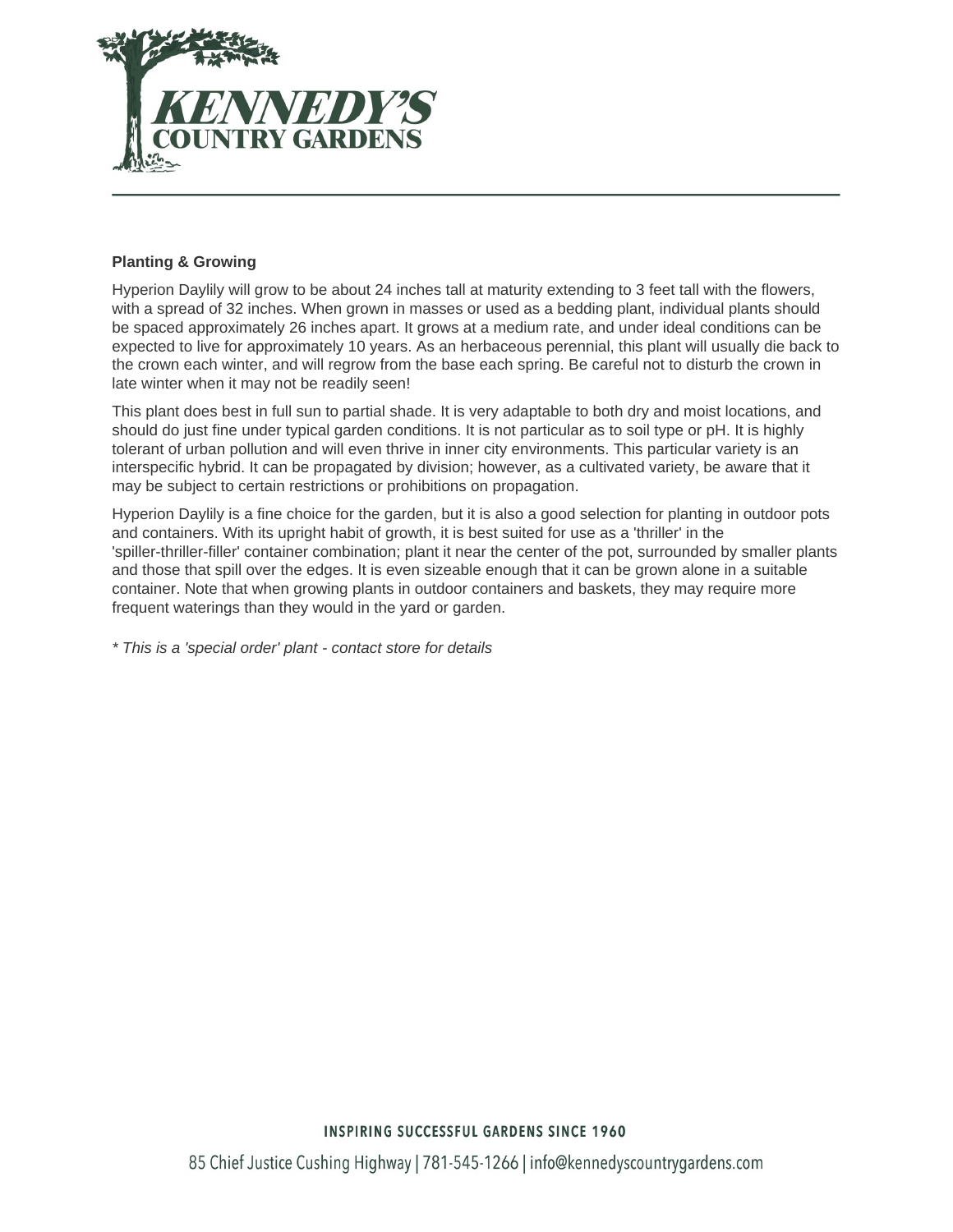**Planting & Growing**

Hyperion Daylily will grow to be about 24 inches tall at maturity extending to 3 feet tall with the flowers, with a spread of 32 inches. When grown in masses or used as a bedding plant, individual plants should be spaced approximately 26 inches apart. It grows at a medium rate, and under ideal conditions can be expected to live for approximately 10 years. As an herbaceous perennial, this plant will usually die back to the crown each winter, and will regrow from the base each spring. Be careful not to disturb the crown in late winter when it may not be readily seen!

This plant does best in full sun to partial shade. It is very adaptable to both dry and moist locations, and should do just fine under typical garden conditions. It is not particular as to soil type or pH. It is highly tolerant of urban pollution and will even thrive in inner city environments. This particular variety is an interspecific hybrid. It can be propagated by division; however, as a cultivated variety, be aware that it may be subject to certain restrictions or prohibitions on propagation.

Hyperion Daylily is a fine choice for the garden, but it is also a good selection for planting in outdoor pots and containers. With its upright habit of growth, it is best suited for use as a 'thriller' in the 'spiller-thriller-filler' container combination; plant it near the center of the pot, surrounded by smaller plants and those that spill over the edges. It is even sizeable enough that it can be grown alone in a suitable container. Note that when growing plants in outdoor containers and baskets, they may require more frequent waterings than they would in the yard or garden.

*\* This is a 'special order' plant - contact store for details*